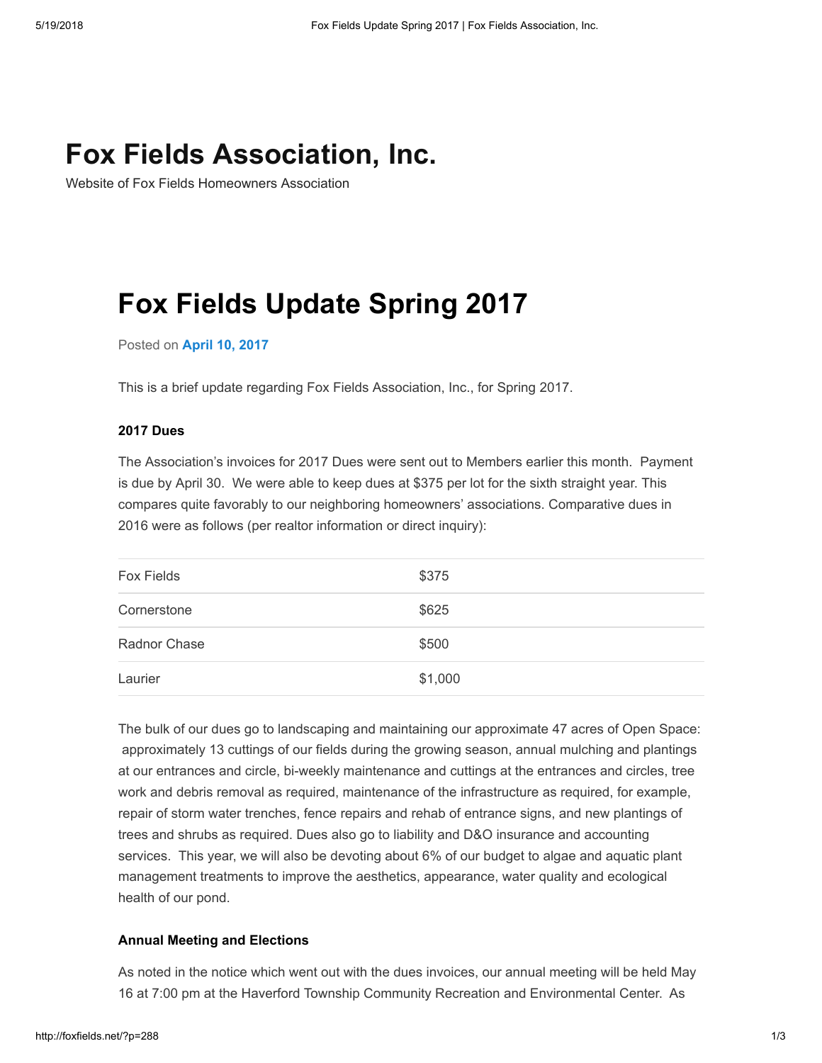# Fox Fields Association, Inc.

Website of Fox Fields Homeowners Association

## Fox Fields Update Spring 2017

Posted on **April 10, 2017**

This is a brief update regarding Fox Fields Association, Inc., for Spring 2017.

**2017 Dues**

The Association's invoices for 2017 Dues were sent out to Members earlier this month. Payment is due by April 30. We were able to keep dues at $375 per lot for the sixth straight year. This compares quite favorably to our neighboring homeowners' associations. Comparative dues in 2016 were as follows (per realtor information or direct inquiry):

| | |
|---|---|
| Fox Fields | $375 |
| Cornerstone | $625 |
| Radnor Chase | $500 |
| Laurier | $1,000 |

The bulk of our dues go to landscaping and maintaining our approximate 47 acres of Open Space: approximately 13 cuttings of our fields during the growing season, annual mulching and plantings at our entrances and circle, bi-weekly maintenance and cuttings at the entrances and circles, tree work and debris removal as required, maintenance of the infrastructure as required, for example, repair of storm water trenches, fence repairs and rehab of entrance signs, and new plantings of trees and shrubs as required. Dues also go to liability and D&O insurance and accounting services. This year, we will also be devoting about 6% of our budget to algae and aquatic plant management treatments to improve the aesthetics, appearance, water quality and ecological health of our pond.

**Annual Meeting and Elections**

As noted in the notice which went out with the dues invoices, our annual meeting will be held May 16 at 7:00 pm at the Haverford Township Community Recreation and Environmental Center. As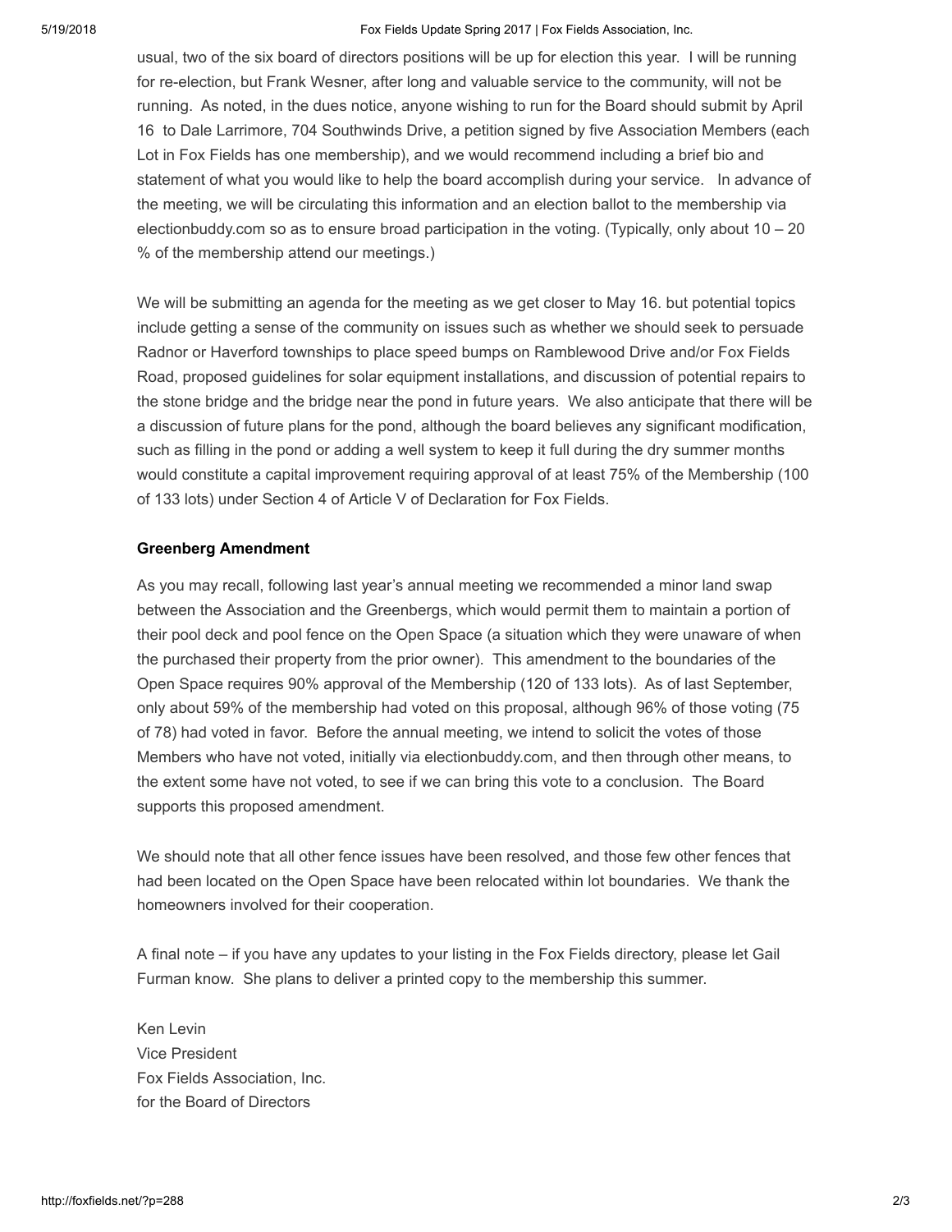usual, two of the six board of directors positions will be up for election this year. I will be running for re-election, but Frank Wesner, after long and valuable service to the community, will not be running. As noted, in the dues notice, anyone wishing to run for the Board should submit by April 16 to Dale Larrimore, 704 Southwinds Drive, a petition signed by five Association Members (each Lot in Fox Fields has one membership), and we would recommend including a brief bio and statement of what you would like to help the board accomplish during your service. In advance of the meeting, we will be circulating this information and an election ballot to the membership via electionbuddy.com so as to ensure broad participation in the voting. (Typically, only about 10 – 20 % of the membership attend our meetings.)

We will be submitting an agenda for the meeting as we get closer to May 16. but potential topics include getting a sense of the community on issues such as whether we should seek to persuade Radnor or Haverford townships to place speed bumps on Ramblewood Drive and/or Fox Fields Road, proposed guidelines for solar equipment installations, and discussion of potential repairs to the stone bridge and the bridge near the pond in future years. We also anticipate that there will be a discussion of future plans for the pond, although the board believes any significant modification, such as filling in the pond or adding a well system to keep it full during the dry summer months would constitute a capital improvement requiring approval of at least 75% of the Membership (100 of 133 lots) under Section 4 of Article V of Declaration for Fox Fields.

**Greenberg Amendment**

As you may recall, following last year's annual meeting we recommended a minor land swap between the Association and the Greenbergs, which would permit them to maintain a portion of their pool deck and pool fence on the Open Space (a situation which they were unaware of when the purchased their property from the prior owner). This amendment to the boundaries of the Open Space requires 90% approval of the Membership (120 of 133 lots). As of last September, only about 59% of the membership had voted on this proposal, although 96% of those voting (75 of 78) had voted in favor. Before the annual meeting, we intend to solicit the votes of those Members who have not voted, initially via electionbuddy.com, and then through other means, to the extent some have not voted, to see if we can bring this vote to a conclusion. The Board supports this proposed amendment.

We should note that all other fence issues have been resolved, and those few other fences that had been located on the Open Space have been relocated within lot boundaries. We thank the homeowners involved for their cooperation.

A final note – if you have any updates to your listing in the Fox Fields directory, please let Gail Furman know. She plans to deliver a printed copy to the membership this summer.

Ken Levin
Vice President
Fox Fields Association, Inc.
for the Board of Directors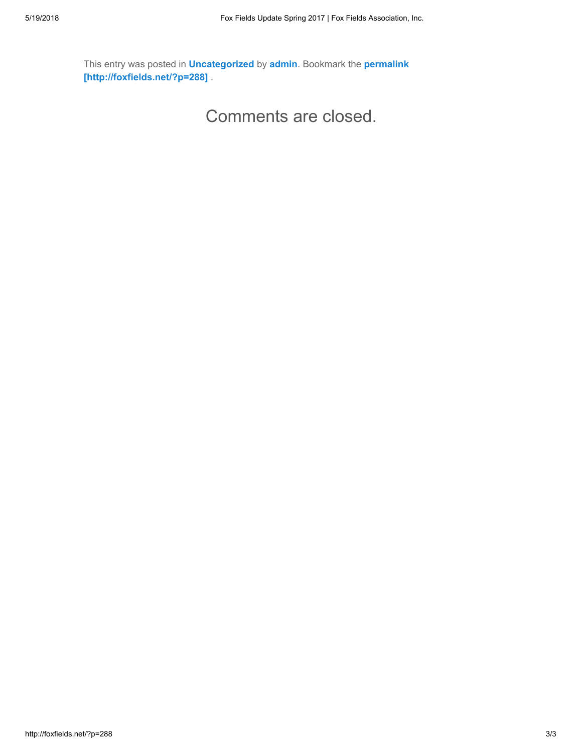This entry was posted in **Uncategorized** by **admin**. Bookmark the **permalink [http://foxfields.net/?p=288]** .

## Comments are closed.